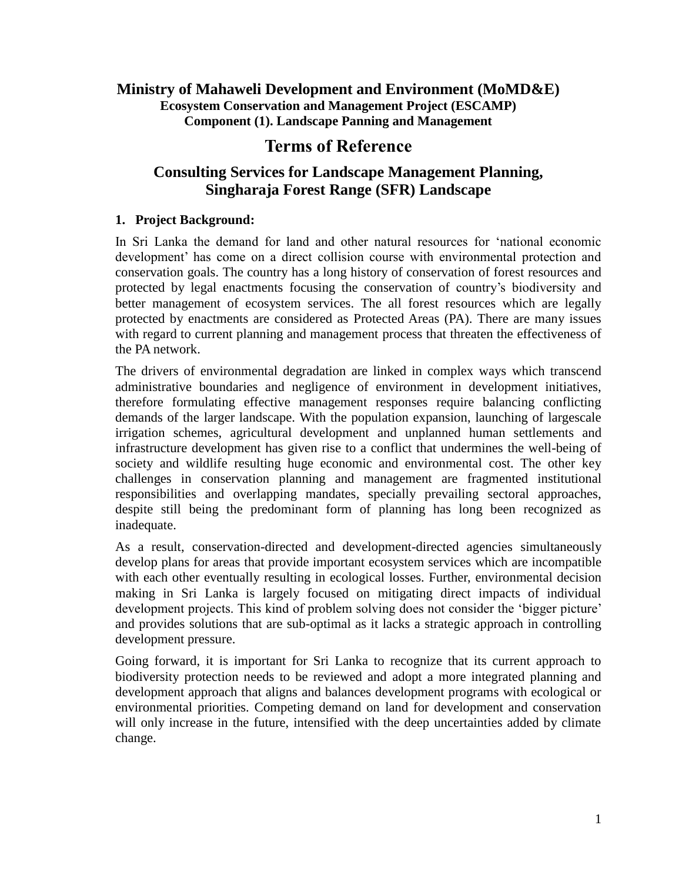**Ministry of Mahaweli Development and Environment (MoMD&E)**
**Ecosystem Conservation and Management Project (ESCAMP)**
**Component (1). Landscape Panning and Management**

# Terms of Reference

## Consulting Services for Landscape Management Planning, Singharaja Forest Range (SFR) Landscape

### 1. Project Background:

In Sri Lanka the demand for land and other natural resources for 'national economic development' has come on a direct collision course with environmental protection and conservation goals. The country has a long history of conservation of forest resources and protected by legal enactments focusing the conservation of country's biodiversity and better management of ecosystem services. The all forest resources which are legally protected by enactments are considered as Protected Areas (PA). There are many issues with regard to current planning and management process that threaten the effectiveness of the PA network.

The drivers of environmental degradation are linked in complex ways which transcend administrative boundaries and negligence of environment in development initiatives, therefore formulating effective management responses require balancing conflicting demands of the larger landscape. With the population expansion, launching of largescale irrigation schemes, agricultural development and unplanned human settlements and infrastructure development has given rise to a conflict that undermines the well-being of society and wildlife resulting huge economic and environmental cost. The other key challenges in conservation planning and management are fragmented institutional responsibilities and overlapping mandates, specially prevailing sectoral approaches, despite still being the predominant form of planning has long been recognized as inadequate.

As a result, conservation-directed and development-directed agencies simultaneously develop plans for areas that provide important ecosystem services which are incompatible with each other eventually resulting in ecological losses. Further, environmental decision making in Sri Lanka is largely focused on mitigating direct impacts of individual development projects. This kind of problem solving does not consider the 'bigger picture' and provides solutions that are sub-optimal as it lacks a strategic approach in controlling development pressure.

Going forward, it is important for Sri Lanka to recognize that its current approach to biodiversity protection needs to be reviewed and adopt a more integrated planning and development approach that aligns and balances development programs with ecological or environmental priorities. Competing demand on land for development and conservation will only increase in the future, intensified with the deep uncertainties added by climate change.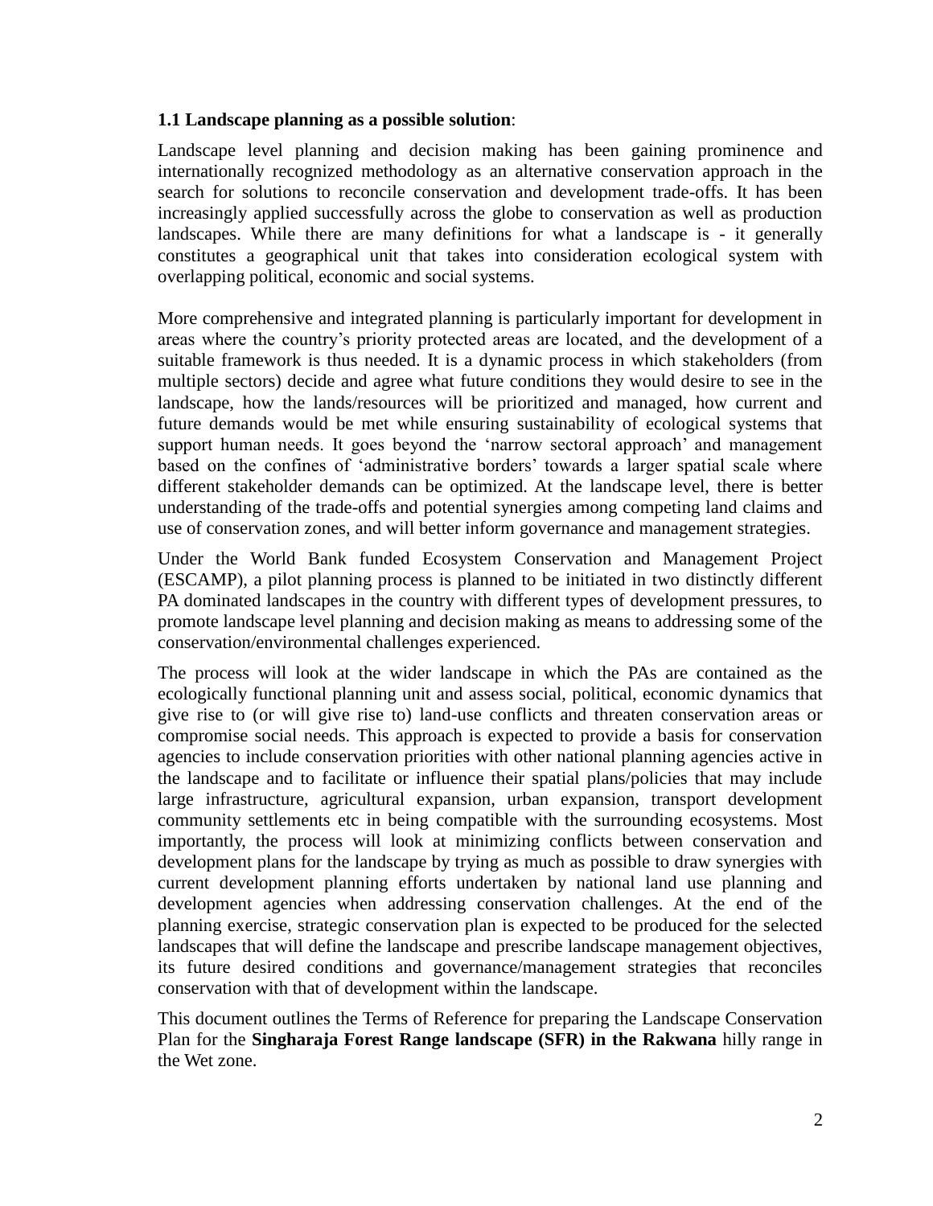**1.1 Landscape planning as a possible solution**:

Landscape level planning and decision making has been gaining prominence and internationally recognized methodology as an alternative conservation approach in the search for solutions to reconcile conservation and development trade-offs. It has been increasingly applied successfully across the globe to conservation as well as production landscapes. While there are many definitions for what a landscape is - it generally constitutes a geographical unit that takes into consideration ecological system with overlapping political, economic and social systems.

More comprehensive and integrated planning is particularly important for development in areas where the country's priority protected areas are located, and the development of a suitable framework is thus needed. It is a dynamic process in which stakeholders (from multiple sectors) decide and agree what future conditions they would desire to see in the landscape, how the lands/resources will be prioritized and managed, how current and future demands would be met while ensuring sustainability of ecological systems that support human needs. It goes beyond the 'narrow sectoral approach' and management based on the confines of 'administrative borders' towards a larger spatial scale where different stakeholder demands can be optimized. At the landscape level, there is better understanding of the trade-offs and potential synergies among competing land claims and use of conservation zones, and will better inform governance and management strategies.

Under the World Bank funded Ecosystem Conservation and Management Project (ESCAMP), a pilot planning process is planned to be initiated in two distinctly different PA dominated landscapes in the country with different types of development pressures, to promote landscape level planning and decision making as means to addressing some of the conservation/environmental challenges experienced.

The process will look at the wider landscape in which the PAs are contained as the ecologically functional planning unit and assess social, political, economic dynamics that give rise to (or will give rise to) land-use conflicts and threaten conservation areas or compromise social needs. This approach is expected to provide a basis for conservation agencies to include conservation priorities with other national planning agencies active in the landscape and to facilitate or influence their spatial plans/policies that may include large infrastructure, agricultural expansion, urban expansion, transport development community settlements etc in being compatible with the surrounding ecosystems. Most importantly, the process will look at minimizing conflicts between conservation and development plans for the landscape by trying as much as possible to draw synergies with current development planning efforts undertaken by national land use planning and development agencies when addressing conservation challenges. At the end of the planning exercise, strategic conservation plan is expected to be produced for the selected landscapes that will define the landscape and prescribe landscape management objectives, its future desired conditions and governance/management strategies that reconciles conservation with that of development within the landscape.

This document outlines the Terms of Reference for preparing the Landscape Conservation Plan for the **Singharaja Forest Range landscape (SFR) in the Rakwana** hilly range in the Wet zone.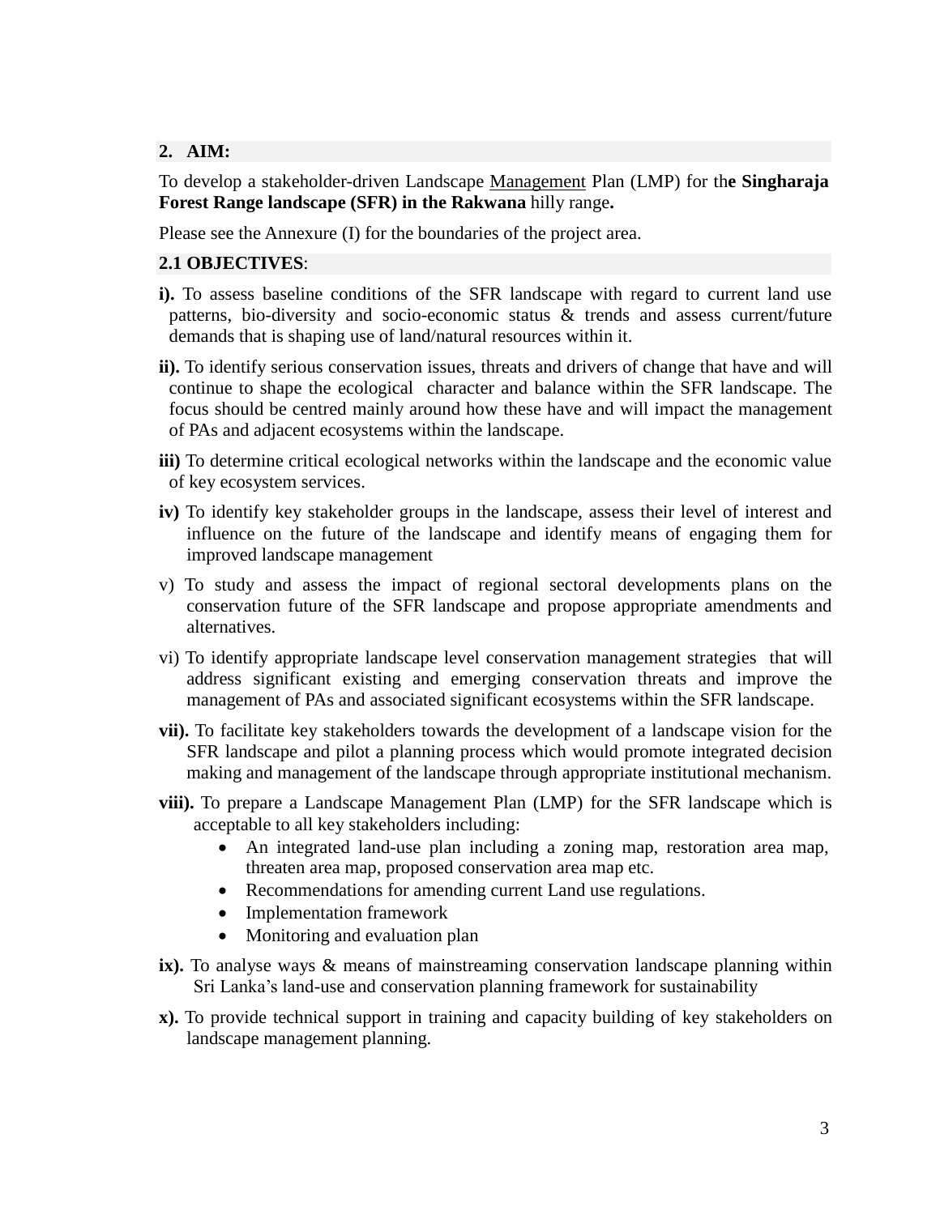## 2. AIM:

To develop a stakeholder-driven Landscape Management Plan (LMP) for th**e Singharaja Forest Range landscape (SFR) in the Rakwana** hilly range**.**

Please see the Annexure (I) for the boundaries of the project area.

### 2.1 OBJECTIVES:

**i).** To assess baseline conditions of the SFR landscape with regard to current land use patterns, bio-diversity and socio-economic status & trends and assess current/future demands that is shaping use of land/natural resources within it.

**ii).** To identify serious conservation issues, threats and drivers of change that have and will continue to shape the ecological character and balance within the SFR landscape. The focus should be centred mainly around how these have and will impact the management of PAs and adjacent ecosystems within the landscape.

**iii)** To determine critical ecological networks within the landscape and the economic value of key ecosystem services.

**iv)** To identify key stakeholder groups in the landscape, assess their level of interest and influence on the future of the landscape and identify means of engaging them for improved landscape management

v) To study and assess the impact of regional sectoral developments plans on the conservation future of the SFR landscape and propose appropriate amendments and alternatives.

vi) To identify appropriate landscape level conservation management strategies that will address significant existing and emerging conservation threats and improve the management of PAs and associated significant ecosystems within the SFR landscape.

**vii).** To facilitate key stakeholders towards the development of a landscape vision for the SFR landscape and pilot a planning process which would promote integrated decision making and management of the landscape through appropriate institutional mechanism.

**viii).** To prepare a Landscape Management Plan (LMP) for the SFR landscape which is acceptable to all key stakeholders including:

- An integrated land-use plan including a zoning map, restoration area map, threaten area map, proposed conservation area map etc.
- Recommendations for amending current Land use regulations.
- Implementation framework
- Monitoring and evaluation plan

**ix).** To analyse ways & means of mainstreaming conservation landscape planning within Sri Lanka's land-use and conservation planning framework for sustainability

**x).** To provide technical support in training and capacity building of key stakeholders on landscape management planning.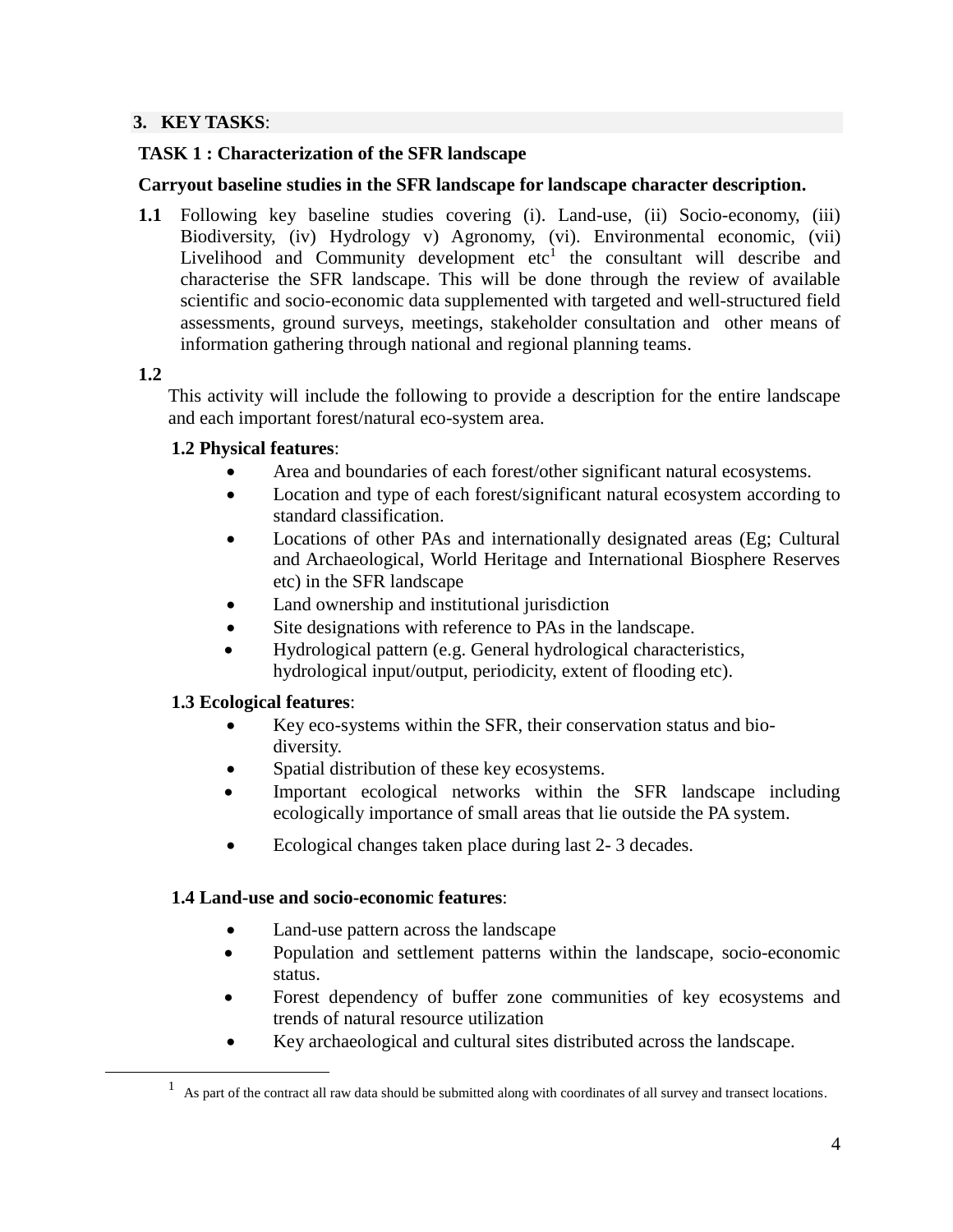## 3. KEY TASKS:

### TASK 1 : Characterization of the SFR landscape

**Carryout baseline studies in the SFR landscape for landscape character description.**

**1.1** Following key baseline studies covering (i). Land-use, (ii) Socio-economy, (iii) Biodiversity, (iv) Hydrology v) Agronomy, (vi). Environmental economic, (vii) Livelihood and Community development etc[1] the consultant will describe and characterise the SFR landscape. This will be done through the review of available scientific and socio-economic data supplemented with targeted and well-structured field assessments, ground surveys, meetings, stakeholder consultation and other means of information gathering through national and regional planning teams.

**1.2**

This activity will include the following to provide a description for the entire landscape and each important forest/natural eco-system area.

**1.2 Physical features**:

- Area and boundaries of each forest/other significant natural ecosystems.
- Location and type of each forest/significant natural ecosystem according to standard classification.
- Locations of other PAs and internationally designated areas (Eg; Cultural and Archaeological, World Heritage and International Biosphere Reserves etc) in the SFR landscape
- Land ownership and institutional jurisdiction
- Site designations with reference to PAs in the landscape.
- Hydrological pattern (e.g. General hydrological characteristics, hydrological input/output, periodicity, extent of flooding etc).

**1.3 Ecological features**:

- Key eco-systems within the SFR, their conservation status and bio-diversity.
- Spatial distribution of these key ecosystems.
- Important ecological networks within the SFR landscape including ecologically importance of small areas that lie outside the PA system.
- Ecological changes taken place during last 2- 3 decades.

**1.4 Land-use and socio-economic features**:

- Land-use pattern across the landscape
- Population and settlement patterns within the landscape, socio-economic status.
- Forest dependency of buffer zone communities of key ecosystems and trends of natural resource utilization
- Key archaeological and cultural sites distributed across the landscape.

---

[1] As part of the contract all raw data should be submitted along with coordinates of all survey and transect locations.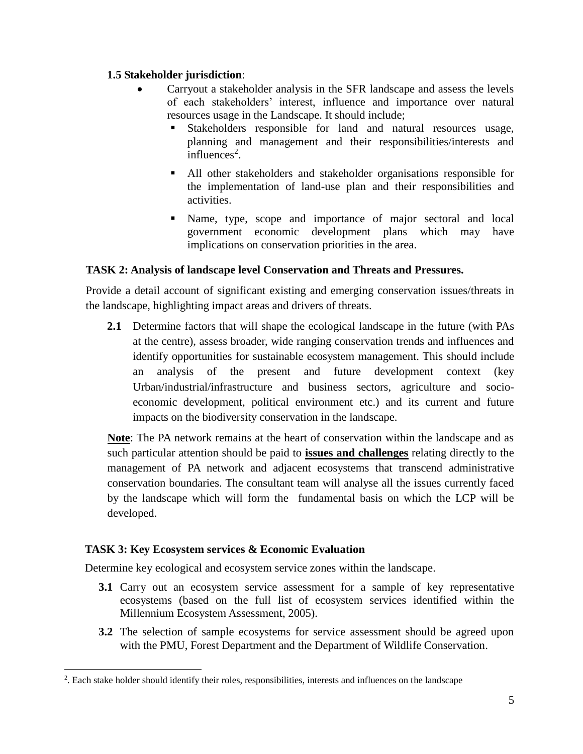**1.5 Stakeholder jurisdiction**:

- Carryout a stakeholder analysis in the SFR landscape and assess the levels of each stakeholders' interest, influence and importance over natural resources usage in the Landscape. It should include;
  - Stakeholders responsible for land and natural resources usage, planning and management and their responsibilities/interests and influences[2].
  - All other stakeholders and stakeholder organisations responsible for the implementation of land-use plan and their responsibilities and activities.
  - Name, type, scope and importance of major sectoral and local government economic development plans which may have implications on conservation priorities in the area.

**TASK 2: Analysis of landscape level Conservation and Threats and Pressures.**

Provide a detail account of significant existing and emerging conservation issues/threats in the landscape, highlighting impact areas and drivers of threats.

**2.1** Determine factors that will shape the ecological landscape in the future (with PAs at the centre), assess broader, wide ranging conservation trends and influences and identify opportunities for sustainable ecosystem management. This should include an analysis of the present and future development context (key Urban/industrial/infrastructure and business sectors, agriculture and socio-economic development, political environment etc.) and its current and future impacts on the biodiversity conservation in the landscape.

**Note**: The PA network remains at the heart of conservation within the landscape and as such particular attention should be paid to **issues and challenges** relating directly to the management of PA network and adjacent ecosystems that transcend administrative conservation boundaries. The consultant team will analyse all the issues currently faced by the landscape which will form the fundamental basis on which the LCP will be developed.

**TASK 3: Key Ecosystem services & Economic Evaluation**

Determine key ecological and ecosystem service zones within the landscape.

**3.1** Carry out an ecosystem service assessment for a sample of key representative ecosystems (based on the full list of ecosystem services identified within the Millennium Ecosystem Assessment, 2005).

**3.2** The selection of sample ecosystems for service assessment should be agreed upon with the PMU, Forest Department and the Department of Wildlife Conservation.

---

[2]. Each stake holder should identify their roles, responsibilities, interests and influences on the landscape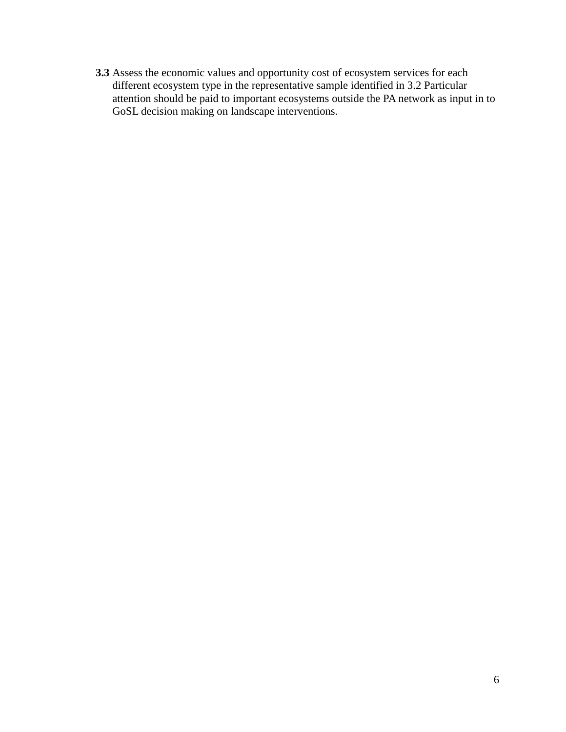**3.3** Assess the economic values and opportunity cost of ecosystem services for each different ecosystem type in the representative sample identified in 3.2 Particular attention should be paid to important ecosystems outside the PA network as input in to GoSL decision making on landscape interventions.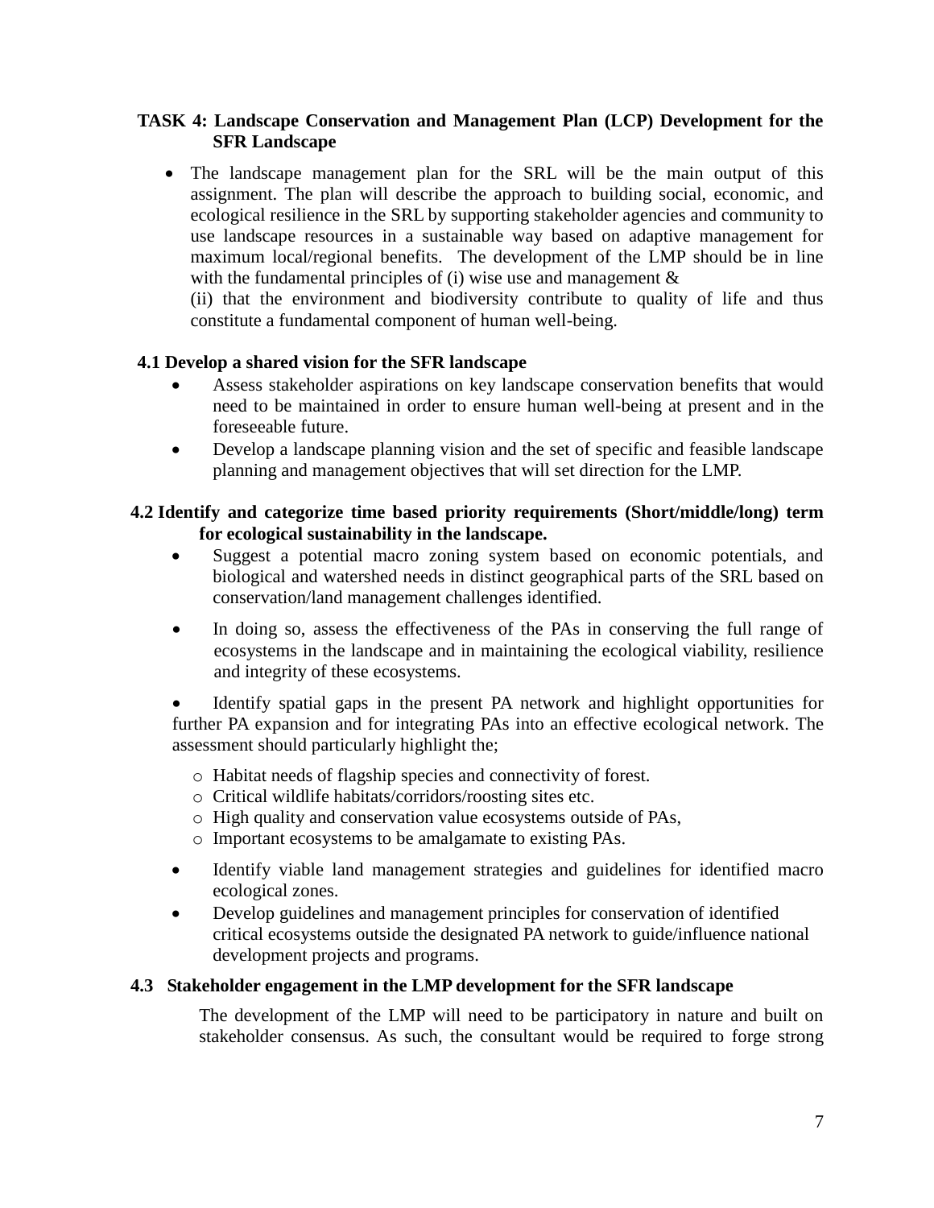## TASK 4: Landscape Conservation and Management Plan (LCP) Development for the SFR Landscape

- The landscape management plan for the SRL will be the main output of this assignment. The plan will describe the approach to building social, economic, and ecological resilience in the SRL by supporting stakeholder agencies and community to use landscape resources in a sustainable way based on adaptive management for maximum local/regional benefits. The development of the LMP should be in line with the fundamental principles of (i) wise use and management &

  (ii) that the environment and biodiversity contribute to quality of life and thus constitute a fundamental component of human well-being.

### 4.1 Develop a shared vision for the SFR landscape

- Assess stakeholder aspirations on key landscape conservation benefits that would need to be maintained in order to ensure human well-being at present and in the foreseeable future.
- Develop a landscape planning vision and the set of specific and feasible landscape planning and management objectives that will set direction for the LMP.

### 4.2 Identify and categorize time based priority requirements (Short/middle/long) term for ecological sustainability in the landscape.

- Suggest a potential macro zoning system based on economic potentials, and biological and watershed needs in distinct geographical parts of the SRL based on conservation/land management challenges identified.
- In doing so, assess the effectiveness of the PAs in conserving the full range of ecosystems in the landscape and in maintaining the ecological viability, resilience and integrity of these ecosystems.
- Identify spatial gaps in the present PA network and highlight opportunities for further PA expansion and for integrating PAs into an effective ecological network. The assessment should particularly highlight the;
  - Habitat needs of flagship species and connectivity of forest.
  - Critical wildlife habitats/corridors/roosting sites etc.
  - High quality and conservation value ecosystems outside of PAs,
  - Important ecosystems to be amalgamate to existing PAs.
- Identify viable land management strategies and guidelines for identified macro ecological zones.
- Develop guidelines and management principles for conservation of identified critical ecosystems outside the designated PA network to guide/influence national development projects and programs.

### 4.3 Stakeholder engagement in the LMP development for the SFR landscape

The development of the LMP will need to be participatory in nature and built on stakeholder consensus. As such, the consultant would be required to forge strong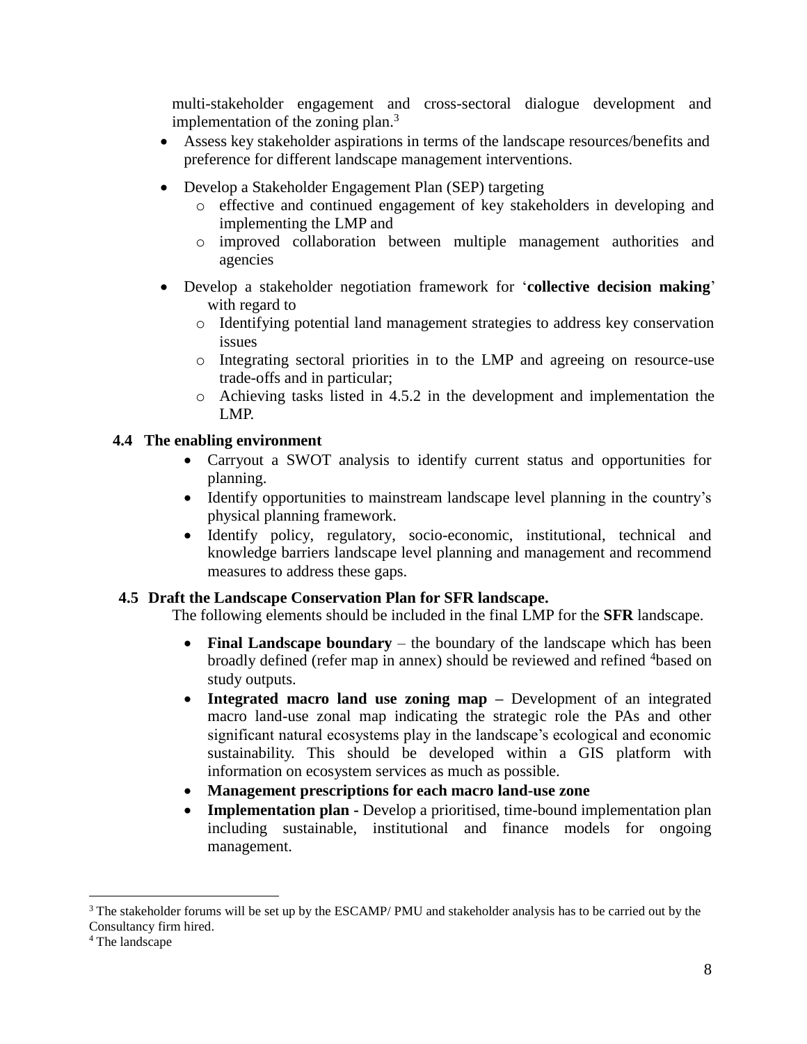multi-stakeholder engagement and cross-sectoral dialogue development and implementation of the zoning plan.[3]

- Assess key stakeholder aspirations in terms of the landscape resources/benefits and preference for different landscape management interventions.
- Develop a Stakeholder Engagement Plan (SEP) targeting
  - effective and continued engagement of key stakeholders in developing and implementing the LMP and
  - improved collaboration between multiple management authorities and agencies
- Develop a stakeholder negotiation framework for '**collective decision making**' with regard to
  - Identifying potential land management strategies to address key conservation issues
  - Integrating sectoral priorities in to the LMP and agreeing on resource-use trade-offs and in particular;
  - Achieving tasks listed in 4.5.2 in the development and implementation the LMP.

### 4.4 The enabling environment

- Carryout a SWOT analysis to identify current status and opportunities for planning.
- Identify opportunities to mainstream landscape level planning in the country's physical planning framework.
- Identify policy, regulatory, socio-economic, institutional, technical and knowledge barriers landscape level planning and management and recommend measures to address these gaps.

### 4.5 Draft the Landscape Conservation Plan for SFR landscape.

The following elements should be included in the final LMP for the **SFR** landscape.

- **Final Landscape boundary** – the boundary of the landscape which has been broadly defined (refer map in annex) should be reviewed and refined [4]based on study outputs.
- **Integrated macro land use zoning map –** Development of an integrated macro land-use zonal map indicating the strategic role the PAs and other significant natural ecosystems play in the landscape's ecological and economic sustainability. This should be developed within a GIS platform with information on ecosystem services as much as possible.
- **Management prescriptions for each macro land-use zone**
- **Implementation plan -** Develop a prioritised, time-bound implementation plan including sustainable, institutional and finance models for ongoing management.

---

[3] The stakeholder forums will be set up by the ESCAMP/ PMU and stakeholder analysis has to be carried out by the Consultancy firm hired.

[4] The landscape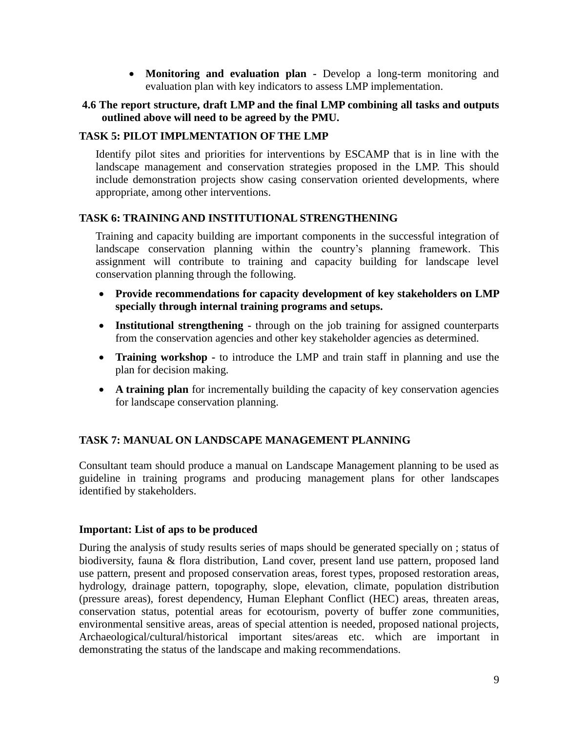- **Monitoring and evaluation plan -** Develop a long-term monitoring and evaluation plan with key indicators to assess LMP implementation.

**4.6 The report structure, draft LMP and the final LMP combining all tasks and outputs outlined above will need to be agreed by the PMU.**

### TASK 5: PILOT IMPLMENTATION OF THE LMP

Identify pilot sites and priorities for interventions by ESCAMP that is in line with the landscape management and conservation strategies proposed in the LMP. This should include demonstration projects show casing conservation oriented developments, where appropriate, among other interventions.

### TASK 6: TRAINING AND INSTITUTIONAL STRENGTHENING

Training and capacity building are important components in the successful integration of landscape conservation planning within the country's planning framework. This assignment will contribute to training and capacity building for landscape level conservation planning through the following.

- **Provide recommendations for capacity development of key stakeholders on LMP specially through internal training programs and setups.**
- **Institutional strengthening -** through on the job training for assigned counterparts from the conservation agencies and other key stakeholder agencies as determined.
- **Training workshop -** to introduce the LMP and train staff in planning and use the plan for decision making.
- **A training plan** for incrementally building the capacity of key conservation agencies for landscape conservation planning.

### TASK 7: MANUAL ON LANDSCAPE MANAGEMENT PLANNING

Consultant team should produce a manual on Landscape Management planning to be used as guideline in training programs and producing management plans for other landscapes identified by stakeholders.

**Important: List of aps to be produced**

During the analysis of study results series of maps should be generated specially on ; status of biodiversity, fauna & flora distribution, Land cover, present land use pattern, proposed land use pattern, present and proposed conservation areas, forest types, proposed restoration areas, hydrology, drainage pattern, topography, slope, elevation, climate, population distribution (pressure areas), forest dependency, Human Elephant Conflict (HEC) areas, threaten areas, conservation status, potential areas for ecotourism, poverty of buffer zone communities, environmental sensitive areas, areas of special attention is needed, proposed national projects, Archaeological/cultural/historical important sites/areas etc. which are important in demonstrating the status of the landscape and making recommendations.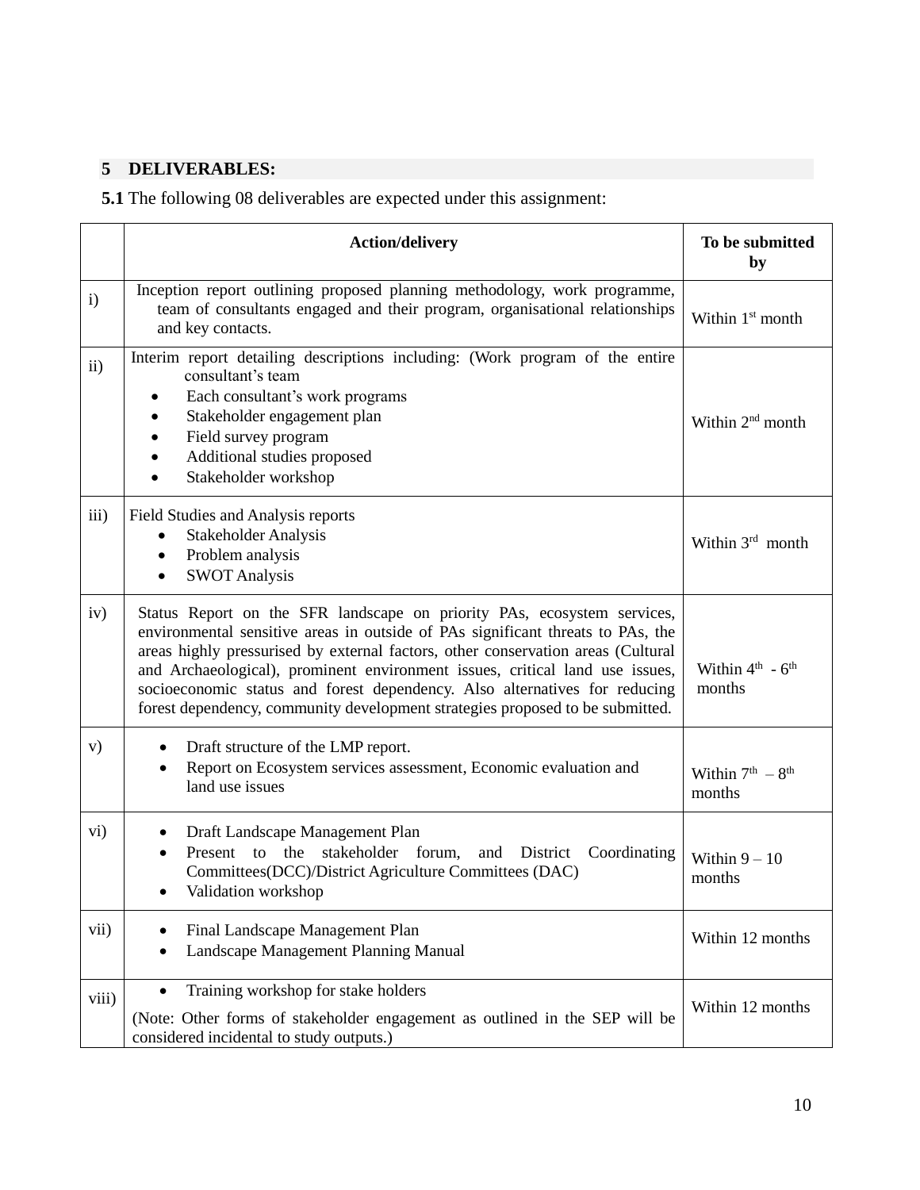## 5 DELIVERABLES:

**5.1** The following 08 deliverables are expected under this assignment:

| | Action/delivery | To be submitted by |
|---|---|---|
| i) | Inception report outlining proposed planning methodology, work programme, team of consultants engaged and their program, organisational relationships and key contacts. | Within 1st month |
| ii) | Interim report detailing descriptions including: (Work program of the entire consultant's team<br>• Each consultant's work programs<br>• Stakeholder engagement plan<br>• Field survey program<br>• Additional studies proposed<br>• Stakeholder workshop | Within 2nd month |
| iii) | Field Studies and Analysis reports<br>• Stakeholder Analysis<br>• Problem analysis<br>• SWOT Analysis | Within 3rd month |
| iv) | Status Report on the SFR landscape on priority PAs, ecosystem services, environmental sensitive areas in outside of PAs significant threats to PAs, the areas highly pressurised by external factors, other conservation areas (Cultural and Archaeological), prominent environment issues, critical land use issues, socioeconomic status and forest dependency. Also alternatives for reducing forest dependency, community development strategies proposed to be submitted. | Within 4th - 6th months |
| v) | • Draft structure of the LMP report.<br>• Report on Ecosystem services assessment, Economic evaluation and land use issues | Within 7th – 8th months |
| vi) | • Draft Landscape Management Plan<br>• Present to the stakeholder forum, and District Coordinating Committees(DCC)/District Agriculture Committees (DAC)<br>• Validation workshop | Within 9 – 10 months |
| vii) | • Final Landscape Management Plan<br>• Landscape Management Planning Manual | Within 12 months |
| viii) | • Training workshop for stake holders<br>(Note: Other forms of stakeholder engagement as outlined in the SEP will be considered incidental to study outputs.) | Within 12 months |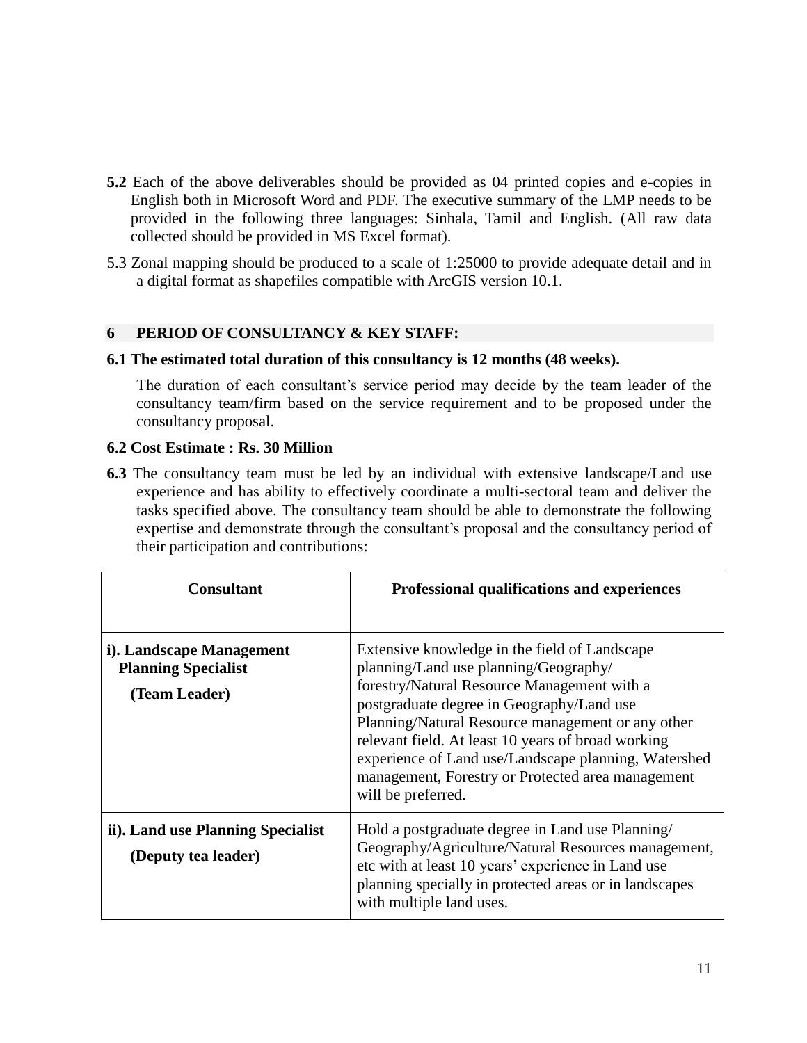**5.2** Each of the above deliverables should be provided as 04 printed copies and e-copies in English both in Microsoft Word and PDF. The executive summary of the LMP needs to be provided in the following three languages: Sinhala, Tamil and English. (All raw data collected should be provided in MS Excel format).

5.3 Zonal mapping should be produced to a scale of 1:25000 to provide adequate detail and in a digital format as shapefiles compatible with ArcGIS version 10.1.

## 6 PERIOD OF CONSULTANCY & KEY STAFF:

**6.1 The estimated total duration of this consultancy is 12 months (48 weeks).**

The duration of each consultant's service period may decide by the team leader of the consultancy team/firm based on the service requirement and to be proposed under the consultancy proposal.

**6.2 Cost Estimate : Rs. 30 Million**

**6.3** The consultancy team must be led by an individual with extensive landscape/Land use experience and has ability to effectively coordinate a multi-sectoral team and deliver the tasks specified above. The consultancy team should be able to demonstrate the following expertise and demonstrate through the consultant's proposal and the consultancy period of their participation and contributions:

| Consultant | Professional qualifications and experiences |
|---|---|
| **i). Landscape Management Planning Specialist (Team Leader)** | Extensive knowledge in the field of Landscape planning/Land use planning/Geography/ forestry/Natural Resource Management with a postgraduate degree in Geography/Land use Planning/Natural Resource management or any other relevant field. At least 10 years of broad working experience of Land use/Landscape planning, Watershed management, Forestry or Protected area management will be preferred. |
| **ii). Land use Planning Specialist (Deputy tea leader)** | Hold a postgraduate degree in Land use Planning/ Geography/Agriculture/Natural Resources management, etc with at least 10 years' experience in Land use planning specially in protected areas or in landscapes with multiple land uses. |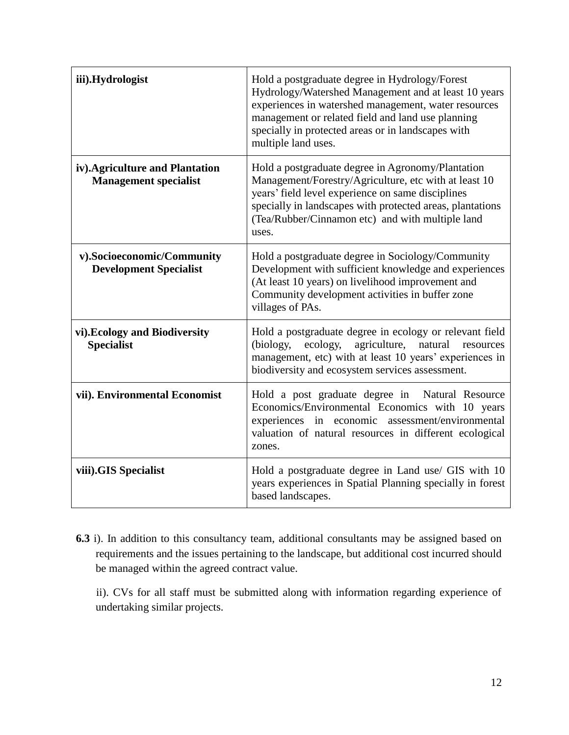| | |
|---|---|
| **iii).Hydrologist** | Hold a postgraduate degree in Hydrology/Forest Hydrology/Watershed Management and at least 10 years experiences in watershed management, water resources management or related field and land use planning specially in protected areas or in landscapes with multiple land uses. |
| **iv).Agriculture and Plantation Management specialist** | Hold a postgraduate degree in Agronomy/Plantation Management/Forestry/Agriculture, etc with at least 10 years' field level experience on same disciplines specially in landscapes with protected areas, plantations (Tea/Rubber/Cinnamon etc) and with multiple land uses. |
| **v).Socioeconomic/Community Development Specialist** | Hold a postgraduate degree in Sociology/Community Development with sufficient knowledge and experiences (At least 10 years) on livelihood improvement and Community development activities in buffer zone villages of PAs. |
| **vi).Ecology and Biodiversity Specialist** | Hold a postgraduate degree in ecology or relevant field (biology, ecology, agriculture, natural resources management, etc) with at least 10 years' experiences in biodiversity and ecosystem services assessment. |
| **vii). Environmental Economist** | Hold a post graduate degree in Natural Resource Economics/Environmental Economics with 10 years experiences in economic assessment/environmental valuation of natural resources in different ecological zones. |
| **viii).GIS Specialist** | Hold a postgraduate degree in Land use/ GIS with 10 years experiences in Spatial Planning specially in forest based landscapes. |

**6.3** i). In addition to this consultancy team, additional consultants may be assigned based on requirements and the issues pertaining to the landscape, but additional cost incurred should be managed within the agreed contract value.

ii). CVs for all staff must be submitted along with information regarding experience of undertaking similar projects.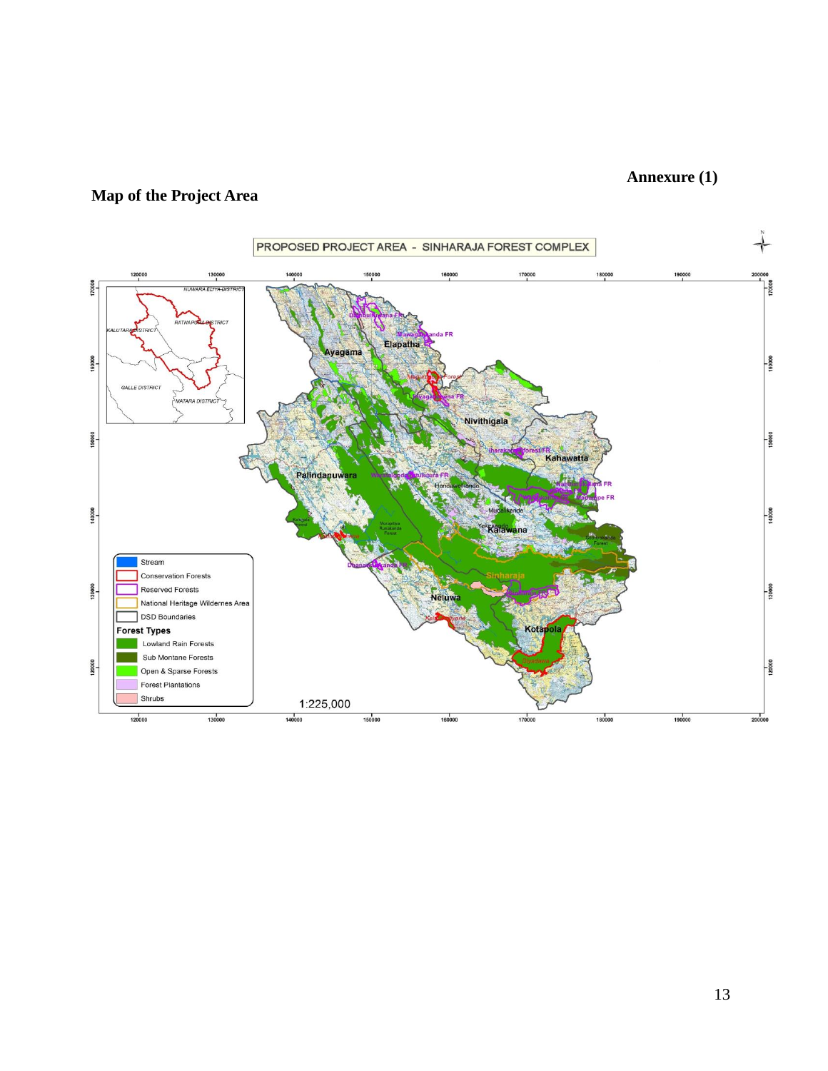Annexure (1)

## Map of the Project Area

PROPOSED PROJECT AREA - SINHARAJA FOREST COMPLEX

Stream
Conservation Forests
Reserved Forests
National Heritage Wildernes Area
DSD Boundaries

Forest Types
Lowland Rain Forests
Sub Montane Forests
Open & Sparse Forests
Forest Plantations
Shrubs

1:225,000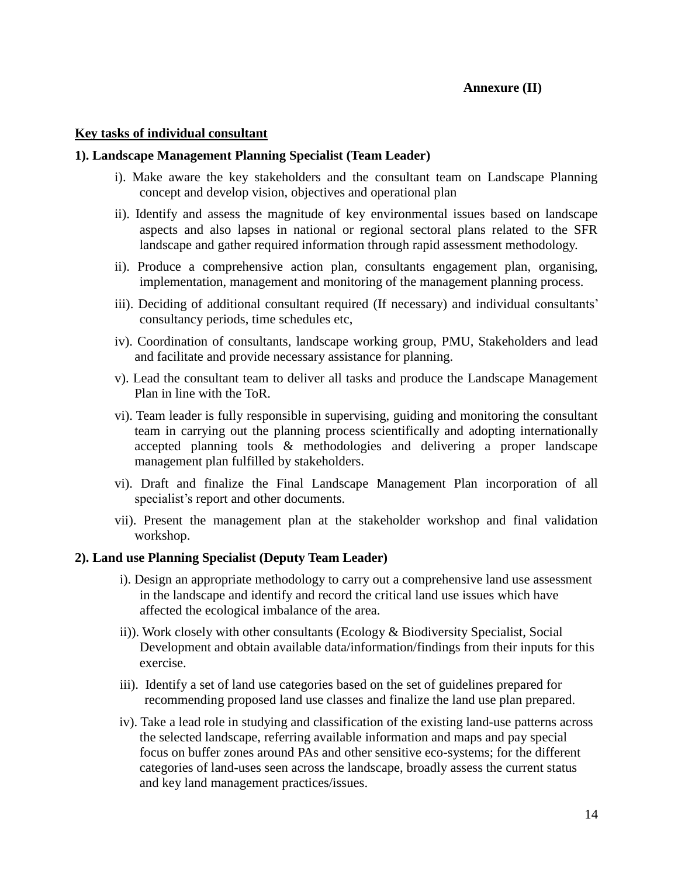**Annexure (II)**

**Key tasks of individual consultant**

**1). Landscape Management Planning Specialist (Team Leader)**

i). Make aware the key stakeholders and the consultant team on Landscape Planning concept and develop vision, objectives and operational plan

ii). Identify and assess the magnitude of key environmental issues based on landscape aspects and also lapses in national or regional sectoral plans related to the SFR landscape and gather required information through rapid assessment methodology.

ii). Produce a comprehensive action plan, consultants engagement plan, organising, implementation, management and monitoring of the management planning process.

iii). Deciding of additional consultant required (If necessary) and individual consultants' consultancy periods, time schedules etc,

iv). Coordination of consultants, landscape working group, PMU, Stakeholders and lead and facilitate and provide necessary assistance for planning.

v). Lead the consultant team to deliver all tasks and produce the Landscape Management Plan in line with the ToR.

vi). Team leader is fully responsible in supervising, guiding and monitoring the consultant team in carrying out the planning process scientifically and adopting internationally accepted planning tools & methodologies and delivering a proper landscape management plan fulfilled by stakeholders.

vi). Draft and finalize the Final Landscape Management Plan incorporation of all specialist's report and other documents.

vii). Present the management plan at the stakeholder workshop and final validation workshop.

**2). Land use Planning Specialist (Deputy Team Leader)**

i). Design an appropriate methodology to carry out a comprehensive land use assessment in the landscape and identify and record the critical land use issues which have affected the ecological imbalance of the area.

ii)). Work closely with other consultants (Ecology & Biodiversity Specialist, Social Development and obtain available data/information/findings from their inputs for this exercise.

iii). Identify a set of land use categories based on the set of guidelines prepared for recommending proposed land use classes and finalize the land use plan prepared.

iv). Take a lead role in studying and classification of the existing land-use patterns across the selected landscape, referring available information and maps and pay special focus on buffer zones around PAs and other sensitive eco-systems; for the different categories of land-uses seen across the landscape, broadly assess the current status and key land management practices/issues.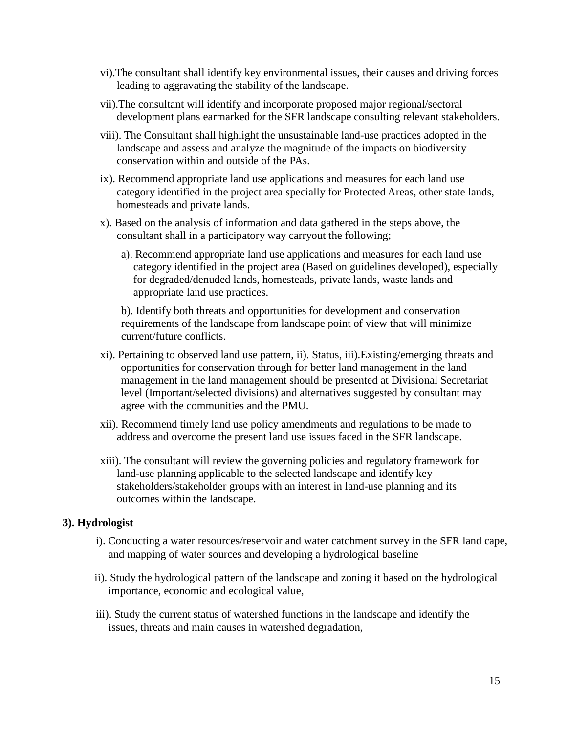vi).The consultant shall identify key environmental issues, their causes and driving forces leading to aggravating the stability of the landscape.

vii).The consultant will identify and incorporate proposed major regional/sectoral development plans earmarked for the SFR landscape consulting relevant stakeholders.

viii). The Consultant shall highlight the unsustainable land-use practices adopted in the landscape and assess and analyze the magnitude of the impacts on biodiversity conservation within and outside of the PAs.

ix). Recommend appropriate land use applications and measures for each land use category identified in the project area specially for Protected Areas, other state lands, homesteads and private lands.

x). Based on the analysis of information and data gathered in the steps above, the consultant shall in a participatory way carryout the following;

a). Recommend appropriate land use applications and measures for each land use category identified in the project area (Based on guidelines developed), especially for degraded/denuded lands, homesteads, private lands, waste lands and appropriate land use practices.

b). Identify both threats and opportunities for development and conservation requirements of the landscape from landscape point of view that will minimize current/future conflicts.

xi). Pertaining to observed land use pattern, ii). Status, iii).Existing/emerging threats and opportunities for conservation through for better land management in the land management in the land management should be presented at Divisional Secretariat level (Important/selected divisions) and alternatives suggested by consultant may agree with the communities and the PMU.

xii). Recommend timely land use policy amendments and regulations to be made to address and overcome the present land use issues faced in the SFR landscape.

xiii). The consultant will review the governing policies and regulatory framework for land-use planning applicable to the selected landscape and identify key stakeholders/stakeholder groups with an interest in land-use planning and its outcomes within the landscape.

**3). Hydrologist**

i). Conducting a water resources/reservoir and water catchment survey in the SFR land cape, and mapping of water sources and developing a hydrological baseline

ii). Study the hydrological pattern of the landscape and zoning it based on the hydrological importance, economic and ecological value,

iii). Study the current status of watershed functions in the landscape and identify the issues, threats and main causes in watershed degradation,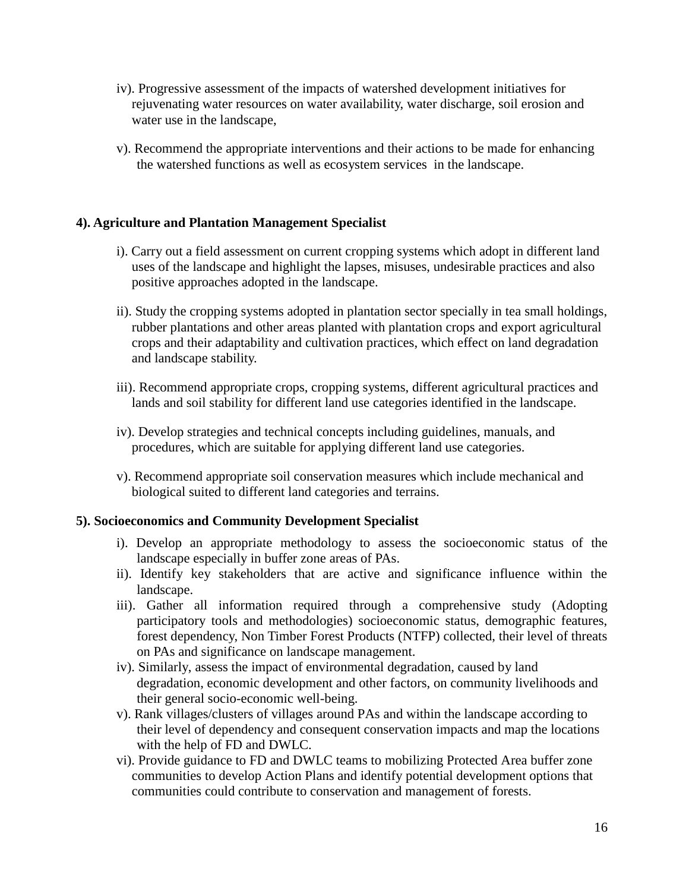iv). Progressive assessment of the impacts of watershed development initiatives for rejuvenating water resources on water availability, water discharge, soil erosion and water use in the landscape,

v). Recommend the appropriate interventions and their actions to be made for enhancing the watershed functions as well as ecosystem services in the landscape.

**4). Agriculture and Plantation Management Specialist**

i). Carry out a field assessment on current cropping systems which adopt in different land uses of the landscape and highlight the lapses, misuses, undesirable practices and also positive approaches adopted in the landscape.

ii). Study the cropping systems adopted in plantation sector specially in tea small holdings, rubber plantations and other areas planted with plantation crops and export agricultural crops and their adaptability and cultivation practices, which effect on land degradation and landscape stability.

iii). Recommend appropriate crops, cropping systems, different agricultural practices and lands and soil stability for different land use categories identified in the landscape.

iv). Develop strategies and technical concepts including guidelines, manuals, and procedures, which are suitable for applying different land use categories.

v). Recommend appropriate soil conservation measures which include mechanical and biological suited to different land categories and terrains.

**5). Socioeconomics and Community Development Specialist**

i). Develop an appropriate methodology to assess the socioeconomic status of the landscape especially in buffer zone areas of PAs.

ii). Identify key stakeholders that are active and significance influence within the landscape.

iii). Gather all information required through a comprehensive study (Adopting participatory tools and methodologies) socioeconomic status, demographic features, forest dependency, Non Timber Forest Products (NTFP) collected, their level of threats on PAs and significance on landscape management.

iv). Similarly, assess the impact of environmental degradation, caused by land degradation, economic development and other factors, on community livelihoods and their general socio-economic well-being.

v). Rank villages/clusters of villages around PAs and within the landscape according to their level of dependency and consequent conservation impacts and map the locations with the help of FD and DWLC.

vi). Provide guidance to FD and DWLC teams to mobilizing Protected Area buffer zone communities to develop Action Plans and identify potential development options that communities could contribute to conservation and management of forests.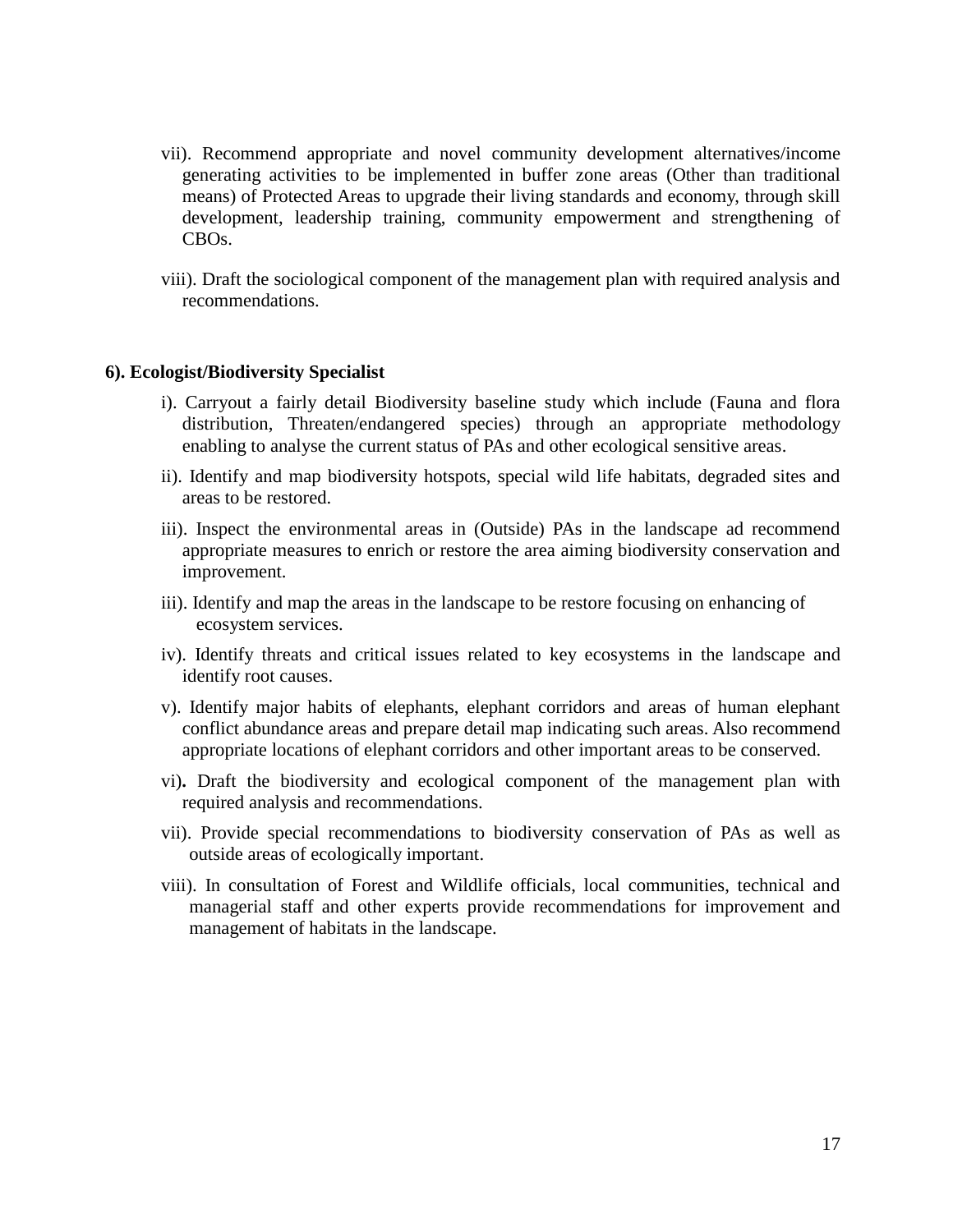vii). Recommend appropriate and novel community development alternatives/income generating activities to be implemented in buffer zone areas (Other than traditional means) of Protected Areas to upgrade their living standards and economy, through skill development, leadership training, community empowerment and strengthening of CBOs.

viii). Draft the sociological component of the management plan with required analysis and recommendations.

**6). Ecologist/Biodiversity Specialist**

i). Carryout a fairly detail Biodiversity baseline study which include (Fauna and flora distribution, Threaten/endangered species) through an appropriate methodology enabling to analyse the current status of PAs and other ecological sensitive areas.

ii). Identify and map biodiversity hotspots, special wild life habitats, degraded sites and areas to be restored.

iii). Inspect the environmental areas in (Outside) PAs in the landscape ad recommend appropriate measures to enrich or restore the area aiming biodiversity conservation and improvement.

iii). Identify and map the areas in the landscape to be restore focusing on enhancing of ecosystem services.

iv). Identify threats and critical issues related to key ecosystems in the landscape and identify root causes.

v). Identify major habits of elephants, elephant corridors and areas of human elephant conflict abundance areas and prepare detail map indicating such areas. Also recommend appropriate locations of elephant corridors and other important areas to be conserved.

vi)**.** Draft the biodiversity and ecological component of the management plan with required analysis and recommendations.

vii). Provide special recommendations to biodiversity conservation of PAs as well as outside areas of ecologically important.

viii). In consultation of Forest and Wildlife officials, local communities, technical and managerial staff and other experts provide recommendations for improvement and management of habitats in the landscape.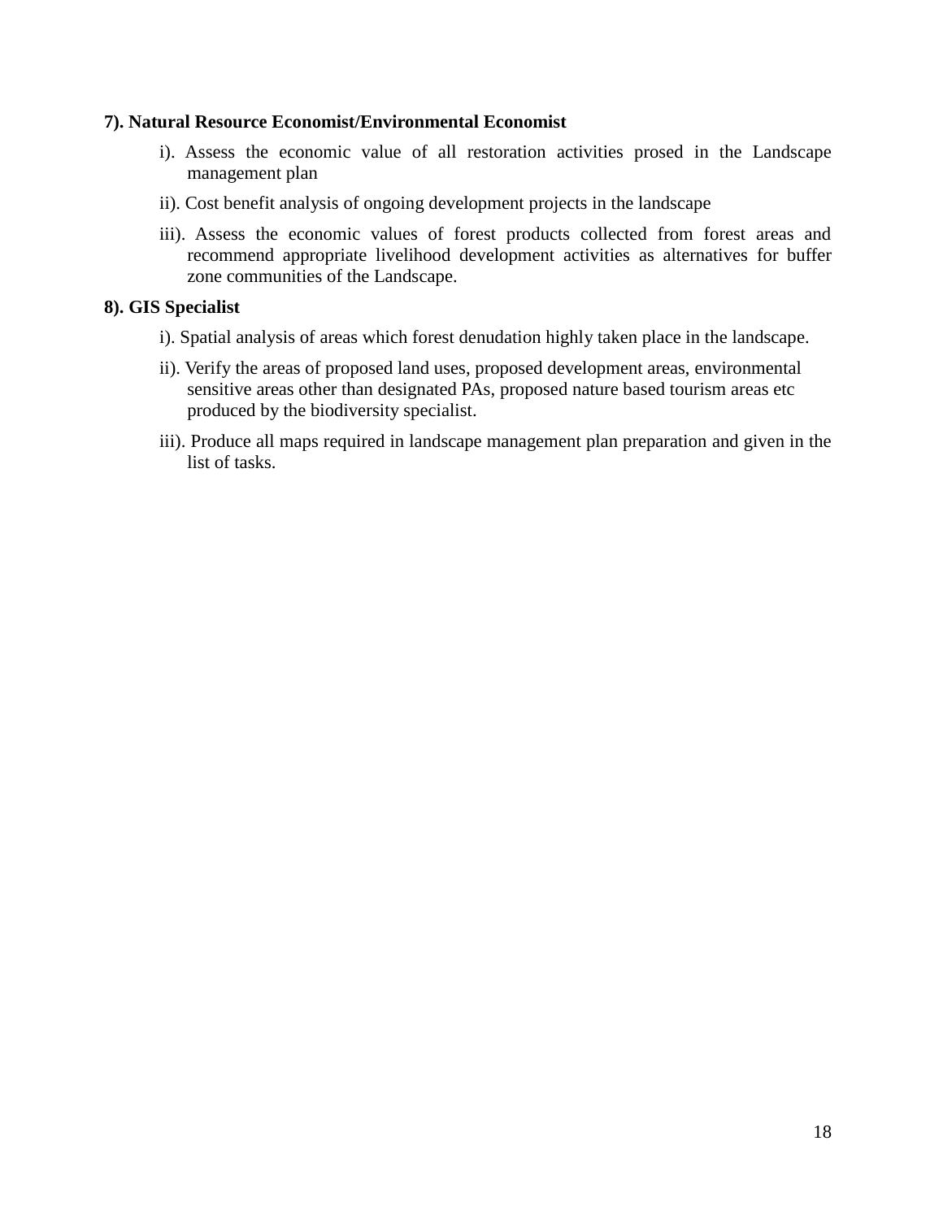**7). Natural Resource Economist/Environmental Economist**

i). Assess the economic value of all restoration activities prosed in the Landscape management plan

ii). Cost benefit analysis of ongoing development projects in the landscape

iii). Assess the economic values of forest products collected from forest areas and recommend appropriate livelihood development activities as alternatives for buffer zone communities of the Landscape.

**8). GIS Specialist**

i). Spatial analysis of areas which forest denudation highly taken place in the landscape.

ii). Verify the areas of proposed land uses, proposed development areas, environmental sensitive areas other than designated PAs, proposed nature based tourism areas etc produced by the biodiversity specialist.

iii). Produce all maps required in landscape management plan preparation and given in the list of tasks.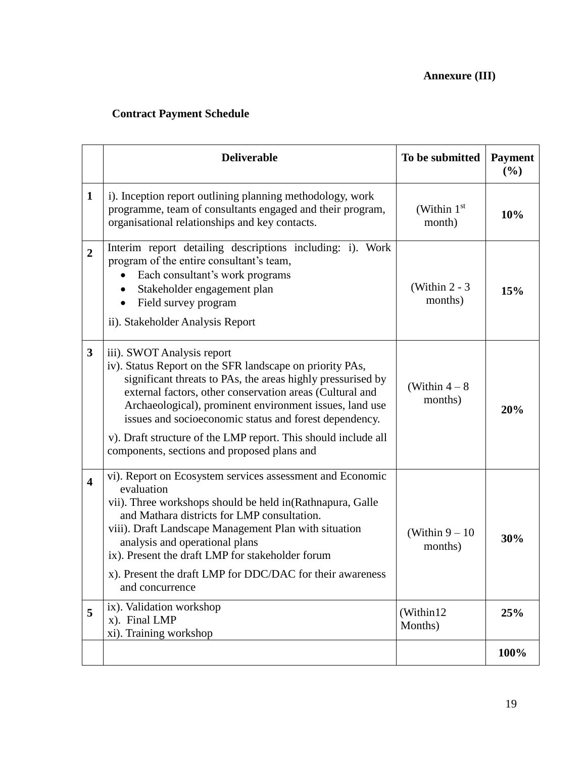**Annexure (III)**

**Contract Payment Schedule**

| | Deliverable | To be submitted | Payment (%) |
|---|---|---|---|
| **1** | i). Inception report outlining planning methodology, work programme, team of consultants engaged and their program, organisational relationships and key contacts. | (Within 1st month) | **10%** |
| **2** | Interim report detailing descriptions including: i). Work program of the entire consultant's team,<br>• Each consultant's work programs<br>• Stakeholder engagement plan<br>• Field survey program<br>ii). Stakeholder Analysis Report | (Within 2 - 3 months) | **15%** |
| **3** | iii). SWOT Analysis report<br>iv). Status Report on the SFR landscape on priority PAs, significant threats to PAs, the areas highly pressurised by external factors, other conservation areas (Cultural and Archaeological), prominent environment issues, land use issues and socioeconomic status and forest dependency.<br>v). Draft structure of the LMP report. This should include all components, sections and proposed plans and | (Within 4 – 8 months) | **20%** |
| **4** | vi). Report on Ecosystem services assessment and Economic evaluation<br>vii). Three workshops should be held in(Rathnapura, Galle and Mathara districts for LMP consultation.<br>viii). Draft Landscape Management Plan with situation analysis and operational plans<br>ix). Present the draft LMP for stakeholder forum<br>x). Present the draft LMP for DDC/DAC for their awareness and concurrence | (Within 9 – 10 months) | **30%** |
| **5** | ix). Validation workshop<br>x). Final LMP<br>xi). Training workshop | (Within12 Months) | **25%** |
| | | | **100%** |